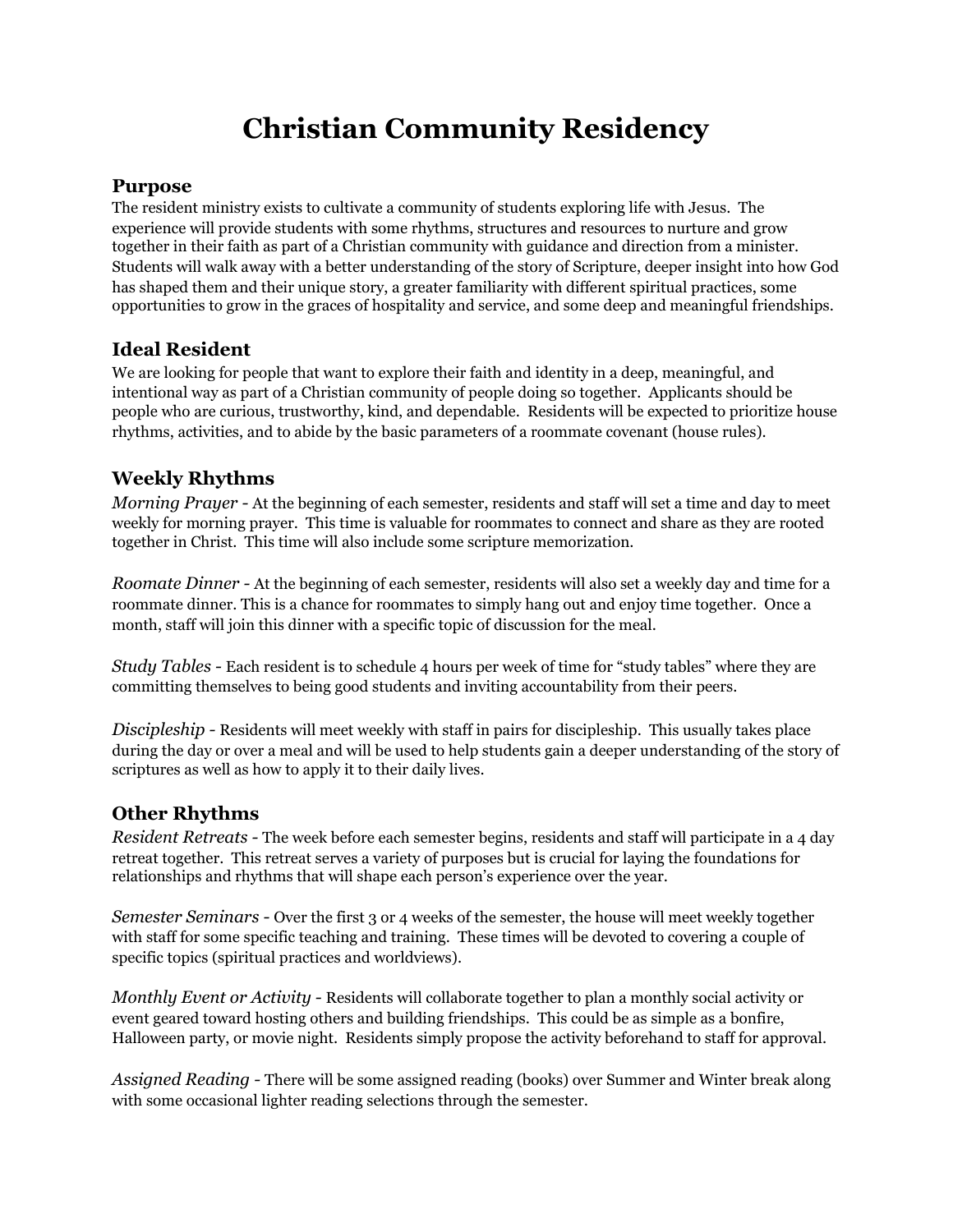# Christian Community Residency

## Purpose

The resident ministry exists to cultivate a community of students exploring life with Jesus. The experience will provide students with some rhythms, structures and resources to nurture and grow together in their faith as part of a Christian community with guidance and direction from a minister. Students will walk away with a better understanding of the story of Scripture, deeper insight into how God has shaped them and their unique story, a greater familiarity with different spiritual practices, some opportunities to grow in the graces of hospitality and service, and some deep and meaningful friendships.

## Ideal Resident

We are looking for people that want to explore their faith and identity in a deep, meaningful, and intentional way as part of a Christian community of people doing so together. Applicants should be people who are curious, trustworthy, kind, and dependable. Residents will be expected to prioritize house rhythms, activities, and to abide by the basic parameters of a roommate covenant (house rules).

## Weekly Rhythms

*Morning Prayer* - At the beginning of each semester, residents and staff will set a time and day to meet weekly for morning prayer. This time is valuable for roommates to connect and share as they are rooted together in Christ. This time will also include some scripture memorization.

*Roomate Dinner* - At the beginning of each semester, residents will also set a weekly day and time for a roommate dinner. This is a chance for roommates to simply hang out and enjoy time together. Once a month, staff will join this dinner with a specific topic of discussion for the meal.

*Study Tables* - Each resident is to schedule 4 hours per week of time for "study tables" where they are committing themselves to being good students and inviting accountability from their peers.

*Discipleship* - Residents will meet weekly with staff in pairs for discipleship. This usually takes place during the day or over a meal and will be used to help students gain a deeper understanding of the story of scriptures as well as how to apply it to their daily lives.

## Other Rhythms

*Resident Retreats* - The week before each semester begins, residents and staff will participate in a 4 day retreat together. This retreat serves a variety of purposes but is crucial for laying the foundations for relationships and rhythms that will shape each person's experience over the year.

*Semester Seminars* - Over the first 3 or 4 weeks of the semester, the house will meet weekly together with staff for some specific teaching and training. These times will be devoted to covering a couple of specific topics (spiritual practices and worldviews).

*Monthly Event or Activity* - Residents will collaborate together to plan a monthly social activity or event geared toward hosting others and building friendships. This could be as simple as a bonfire, Halloween party, or movie night. Residents simply propose the activity beforehand to staff for approval.

*Assigned Reading* - There will be some assigned reading (books) over Summer and Winter break along with some occasional lighter reading selections through the semester.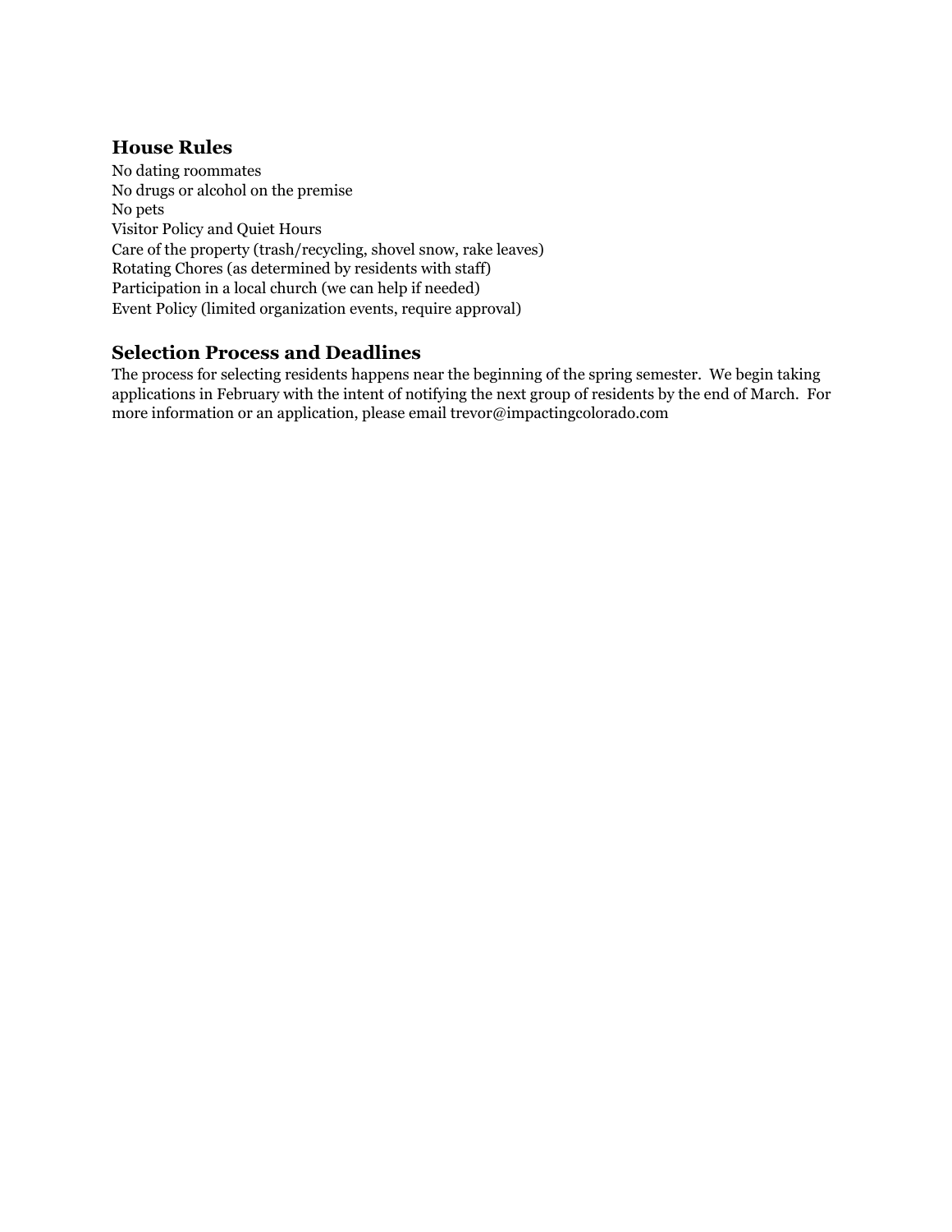## House Rules

No dating roommates
No drugs or alcohol on the premise
No pets
Visitor Policy and Quiet Hours
Care of the property (trash/recycling, shovel snow, rake leaves)
Rotating Chores (as determined by residents with staff)
Participation in a local church (we can help if needed)
Event Policy (limited organization events, require approval)

## Selection Process and Deadlines

The process for selecting residents happens near the beginning of the spring semester. We begin taking applications in February with the intent of notifying the next group of residents by the end of March. For more information or an application, please email trevor@impactingcolorado.com